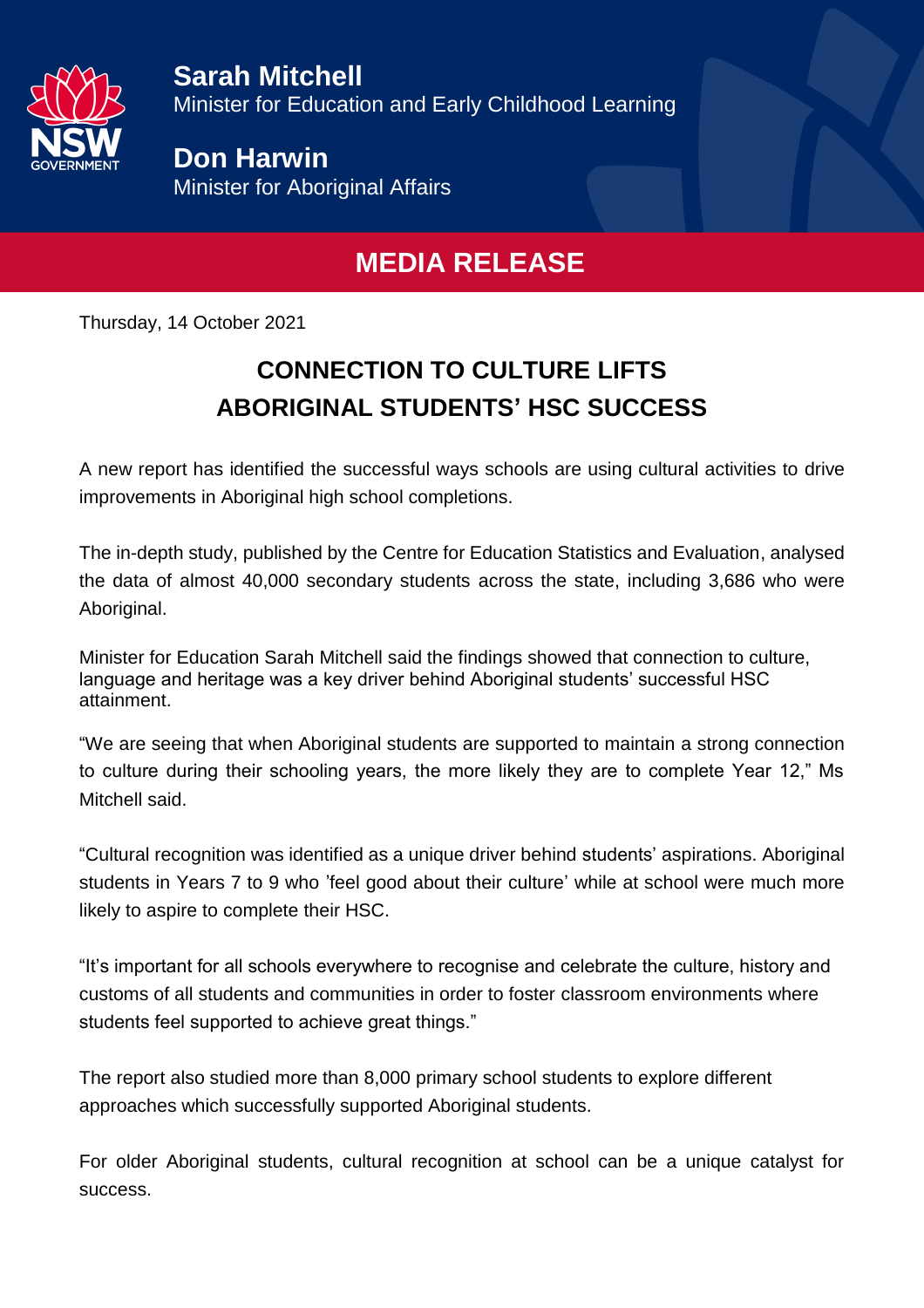**Sarah Mitchell**
Minister for Education and Early Childhood Learning

**Don Harwin**
Minister for Aboriginal Affairs

# MEDIA RELEASE

Thursday, 14 October 2021

## CONNECTION TO CULTURE LIFTS ABORIGINAL STUDENTS' HSC SUCCESS

A new report has identified the successful ways schools are using cultural activities to drive improvements in Aboriginal high school completions.

The in-depth study, published by the Centre for Education Statistics and Evaluation, analysed the data of almost 40,000 secondary students across the state, including 3,686 who were Aboriginal.

Minister for Education Sarah Mitchell said the findings showed that connection to culture, language and heritage was a key driver behind Aboriginal students' successful HSC attainment.

"We are seeing that when Aboriginal students are supported to maintain a strong connection to culture during their schooling years, the more likely they are to complete Year 12," Ms Mitchell said.

"Cultural recognition was identified as a unique driver behind students' aspirations. Aboriginal students in Years 7 to 9 who 'feel good about their culture' while at school were much more likely to aspire to complete their HSC.

"It's important for all schools everywhere to recognise and celebrate the culture, history and customs of all students and communities in order to foster classroom environments where students feel supported to achieve great things."

The report also studied more than 8,000 primary school students to explore different approaches which successfully supported Aboriginal students.

For older Aboriginal students, cultural recognition at school can be a unique catalyst for success.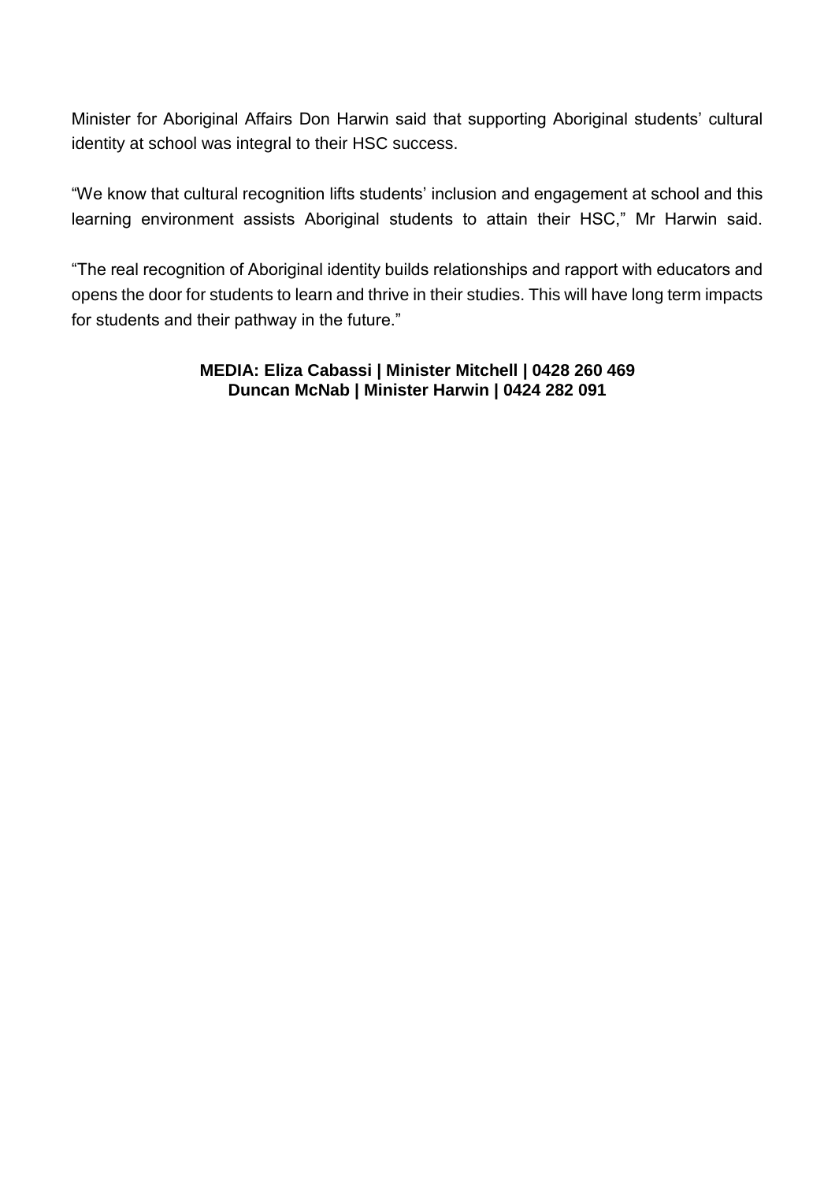Minister for Aboriginal Affairs Don Harwin said that supporting Aboriginal students' cultural identity at school was integral to their HSC success.

"We know that cultural recognition lifts students' inclusion and engagement at school and this learning environment assists Aboriginal students to attain their HSC," Mr Harwin said.

"The real recognition of Aboriginal identity builds relationships and rapport with educators and opens the door for students to learn and thrive in their studies. This will have long term impacts for students and their pathway in the future."

**MEDIA: Eliza Cabassi | Minister Mitchell | 0428 260 469**
**Duncan McNab | Minister Harwin | 0424 282 091**